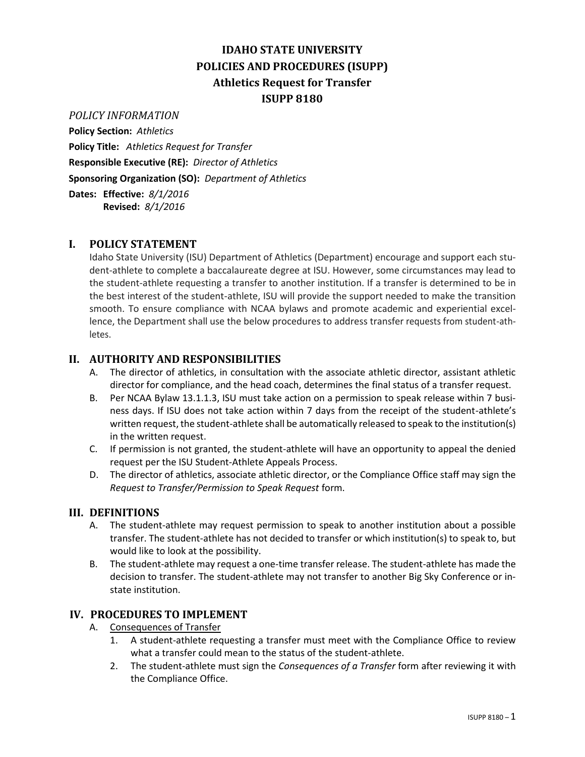# IDAHO STATE UNIVERSITY
# POLICIES AND PROCEDURES (ISUPP)
# Athletics Request for Transfer
# ISUPP 8180

*POLICY INFORMATION*

**Policy Section:** *Athletics*

**Policy Title:** *Athletics Request for Transfer*

**Responsible Executive (RE):** *Director of Athletics*

**Sponsoring Organization (SO):** *Department of Athletics*

**Dates: Effective:** *8/1/2016*
**Revised:** *8/1/2016*

## I. POLICY STATEMENT

Idaho State University (ISU) Department of Athletics (Department) encourage and support each student-athlete to complete a baccalaureate degree at ISU. However, some circumstances may lead to the student-athlete requesting a transfer to another institution. If a transfer is determined to be in the best interest of the student-athlete, ISU will provide the support needed to make the transition smooth. To ensure compliance with NCAA bylaws and promote academic and experiential excellence, the Department shall use the below procedures to address transfer requests from student-athletes.

## II. AUTHORITY AND RESPONSIBILITIES

A. The director of athletics, in consultation with the associate athletic director, assistant athletic director for compliance, and the head coach, determines the final status of a transfer request.

B. Per NCAA Bylaw 13.1.1.3, ISU must take action on a permission to speak release within 7 business days. If ISU does not take action within 7 days from the receipt of the student-athlete's written request, the student-athlete shall be automatically released to speak to the institution(s) in the written request.

C. If permission is not granted, the student-athlete will have an opportunity to appeal the denied request per the ISU Student-Athlete Appeals Process.

D. The director of athletics, associate athletic director, or the Compliance Office staff may sign the *Request to Transfer/Permission to Speak Request* form.

## III. DEFINITIONS

A. The student-athlete may request permission to speak to another institution about a possible transfer. The student-athlete has not decided to transfer or which institution(s) to speak to, but would like to look at the possibility.

B. The student-athlete may request a one-time transfer release. The student-athlete has made the decision to transfer. The student-athlete may not transfer to another Big Sky Conference or in-state institution.

## IV. PROCEDURES TO IMPLEMENT

A. Consequences of Transfer

1. A student-athlete requesting a transfer must meet with the Compliance Office to review what a transfer could mean to the status of the student-athlete.
2. The student-athlete must sign the *Consequences of a Transfer* form after reviewing it with the Compliance Office.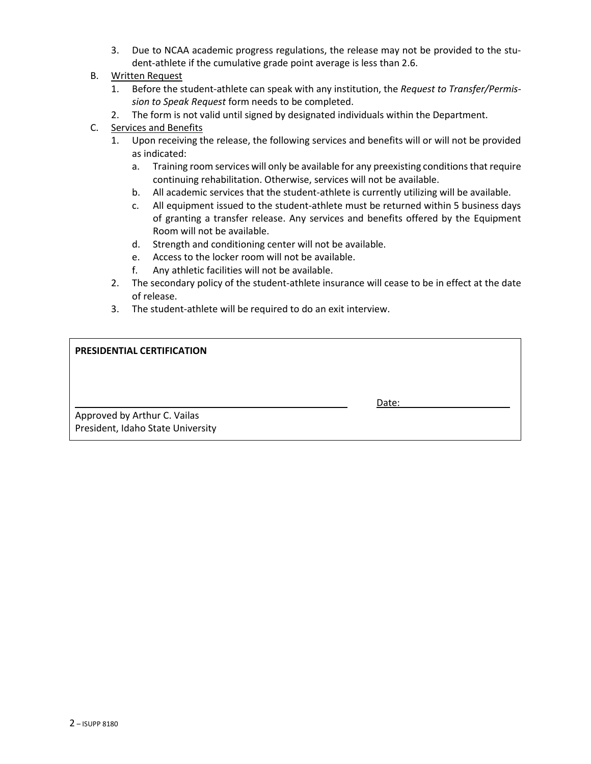3. Due to NCAA academic progress regulations, the release may not be provided to the student-athlete if the cumulative grade point average is less than 2.6.

B. Written Request
   1. Before the student-athlete can speak with any institution, the *Request to Transfer/Permission to Speak Request* form needs to be completed.
   2. The form is not valid until signed by designated individuals within the Department.

C. Services and Benefits
   1. Upon receiving the release, the following services and benefits will or will not be provided as indicated:
      a. Training room services will only be available for any preexisting conditions that require continuing rehabilitation. Otherwise, services will not be available.
      b. All academic services that the student-athlete is currently utilizing will be available.
      c. All equipment issued to the student-athlete must be returned within 5 business days of granting a transfer release. Any services and benefits offered by the Equipment Room will not be available.
      d. Strength and conditioning center will not be available.
      e. Access to the locker room will not be available.
      f. Any athletic facilities will not be available.
   2. The secondary policy of the student-athlete insurance will cease to be in effect at the date of release.
   3. The student-athlete will be required to do an exit interview.

**PRESIDENTIAL CERTIFICATION**

_______________________________ Date: _______________

Approved by Arthur C. Vailas
President, Idaho State University